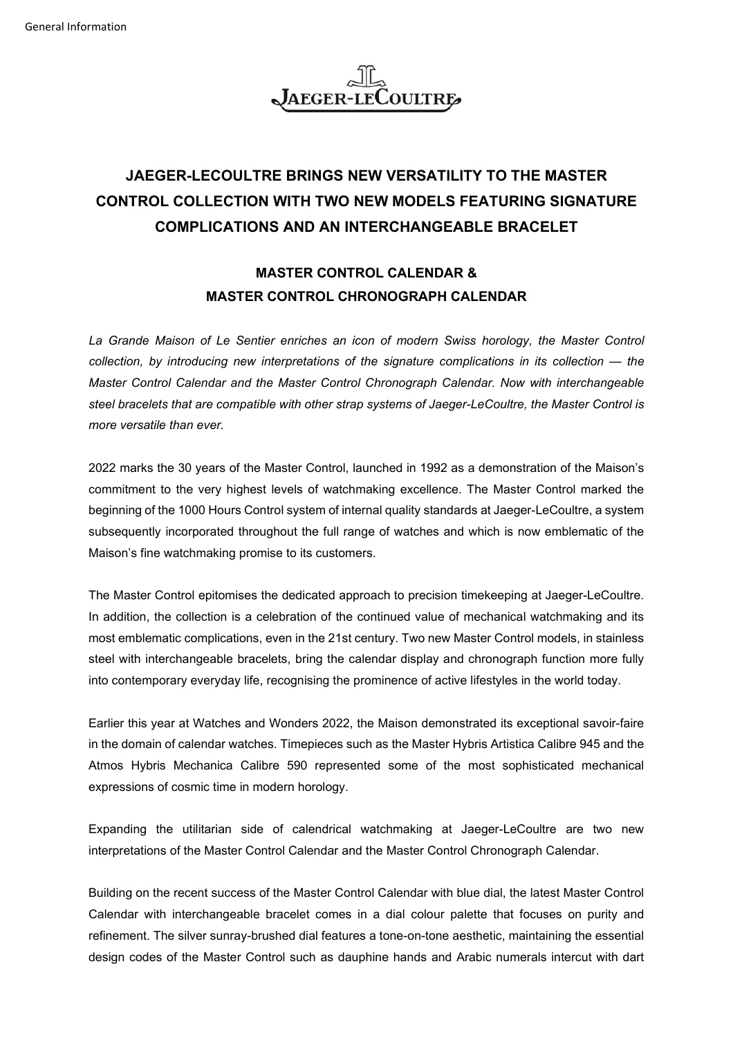# JAEGER-LECOULTRE BRINGS NEW VERSATILITY TO THE MASTER CONTROL COLLECTION WITH TWO NEW MODELS FEATURING SIGNATURE COMPLICATIONS AND AN INTERCHANGEABLE BRACELET

## MASTER CONTROL CALENDAR & MASTER CONTROL CHRONOGRAPH CALENDAR

*La Grande Maison of Le Sentier enriches an icon of modern Swiss horology, the Master Control collection, by introducing new interpretations of the signature complications in its collection — the Master Control Calendar and the Master Control Chronograph Calendar. Now with interchangeable steel bracelets that are compatible with other strap systems of Jaeger-LeCoultre, the Master Control is more versatile than ever.*

2022 marks the 30 years of the Master Control, launched in 1992 as a demonstration of the Maison's commitment to the very highest levels of watchmaking excellence. The Master Control marked the beginning of the 1000 Hours Control system of internal quality standards at Jaeger-LeCoultre, a system subsequently incorporated throughout the full range of watches and which is now emblematic of the Maison's fine watchmaking promise to its customers.

The Master Control epitomises the dedicated approach to precision timekeeping at Jaeger-LeCoultre. In addition, the collection is a celebration of the continued value of mechanical watchmaking and its most emblematic complications, even in the 21st century. Two new Master Control models, in stainless steel with interchangeable bracelets, bring the calendar display and chronograph function more fully into contemporary everyday life, recognising the prominence of active lifestyles in the world today.

Earlier this year at Watches and Wonders 2022, the Maison demonstrated its exceptional savoir-faire in the domain of calendar watches. Timepieces such as the Master Hybris Artistica Calibre 945 and the Atmos Hybris Mechanica Calibre 590 represented some of the most sophisticated mechanical expressions of cosmic time in modern horology.

Expanding the utilitarian side of calendrical watchmaking at Jaeger-LeCoultre are two new interpretations of the Master Control Calendar and the Master Control Chronograph Calendar.

Building on the recent success of the Master Control Calendar with blue dial, the latest Master Control Calendar with interchangeable bracelet comes in a dial colour palette that focuses on purity and refinement. The silver sunray-brushed dial features a tone-on-tone aesthetic, maintaining the essential design codes of the Master Control such as dauphine hands and Arabic numerals intercut with dart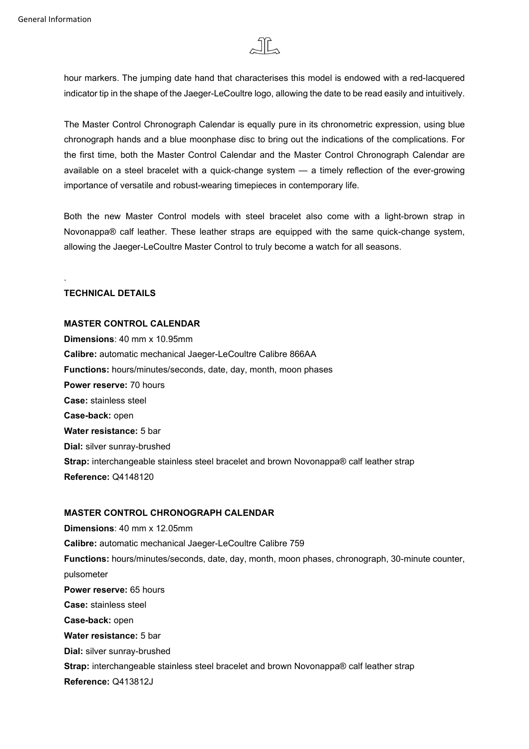hour markers. The jumping date hand that characterises this model is endowed with a red-lacquered indicator tip in the shape of the Jaeger-LeCoultre logo, allowing the date to be read easily and intuitively.

The Master Control Chronograph Calendar is equally pure in its chronometric expression, using blue chronograph hands and a blue moonphase disc to bring out the indications of the complications. For the first time, both the Master Control Calendar and the Master Control Chronograph Calendar are available on a steel bracelet with a quick-change system — a timely reflection of the ever-growing importance of versatile and robust-wearing timepieces in contemporary life.

Both the new Master Control models with steel bracelet also come with a light-brown strap in Novonappa® calf leather. These leather straps are equipped with the same quick-change system, allowing the Jaeger-LeCoultre Master Control to truly become a watch for all seasons.

.

**TECHNICAL DETAILS**

**MASTER CONTROL CALENDAR**

**Dimensions**: 40 mm x 10.95mm
**Calibre:** automatic mechanical Jaeger-LeCoultre Calibre 866AA
**Functions:** hours/minutes/seconds, date, day, month, moon phases
**Power reserve:** 70 hours
**Case:** stainless steel
**Case-back:** open
**Water resistance:** 5 bar
**Dial:** silver sunray-brushed
**Strap:** interchangeable stainless steel bracelet and brown Novonappa® calf leather strap
**Reference:** Q4148120

**MASTER CONTROL CHRONOGRAPH CALENDAR**

**Dimensions**: 40 mm x 12.05mm
**Calibre:** automatic mechanical Jaeger-LeCoultre Calibre 759
**Functions:** hours/minutes/seconds, date, day, month, moon phases, chronograph, 30-minute counter, pulsometer
**Power reserve:** 65 hours
**Case:** stainless steel
**Case-back:** open
**Water resistance:** 5 bar
**Dial:** silver sunray-brushed
**Strap:** interchangeable stainless steel bracelet and brown Novonappa® calf leather strap
**Reference:** Q413812J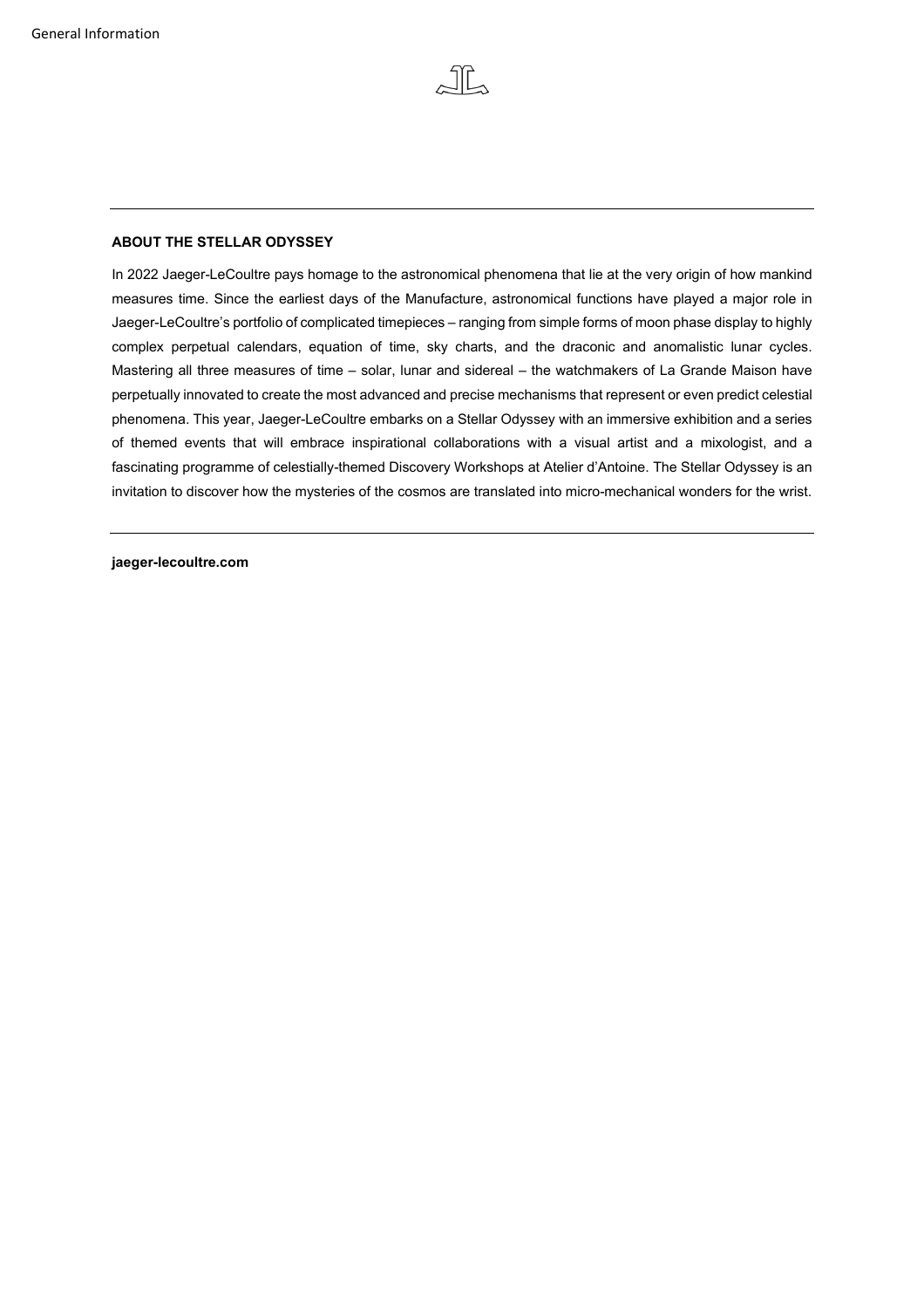## ABOUT THE STELLAR ODYSSEY

In 2022 Jaeger-LeCoultre pays homage to the astronomical phenomena that lie at the very origin of how mankind measures time. Since the earliest days of the Manufacture, astronomical functions have played a major role in Jaeger-LeCoultre's portfolio of complicated timepieces – ranging from simple forms of moon phase display to highly complex perpetual calendars, equation of time, sky charts, and the draconic and anomalistic lunar cycles. Mastering all three measures of time – solar, lunar and sidereal – the watchmakers of La Grande Maison have perpetually innovated to create the most advanced and precise mechanisms that represent or even predict celestial phenomena. This year, Jaeger-LeCoultre embarks on a Stellar Odyssey with an immersive exhibition and a series of themed events that will embrace inspirational collaborations with a visual artist and a mixologist, and a fascinating programme of celestially-themed Discovery Workshops at Atelier d'Antoine. The Stellar Odyssey is an invitation to discover how the mysteries of the cosmos are translated into micro-mechanical wonders for the wrist.

---

**jaeger-lecoultre.com**